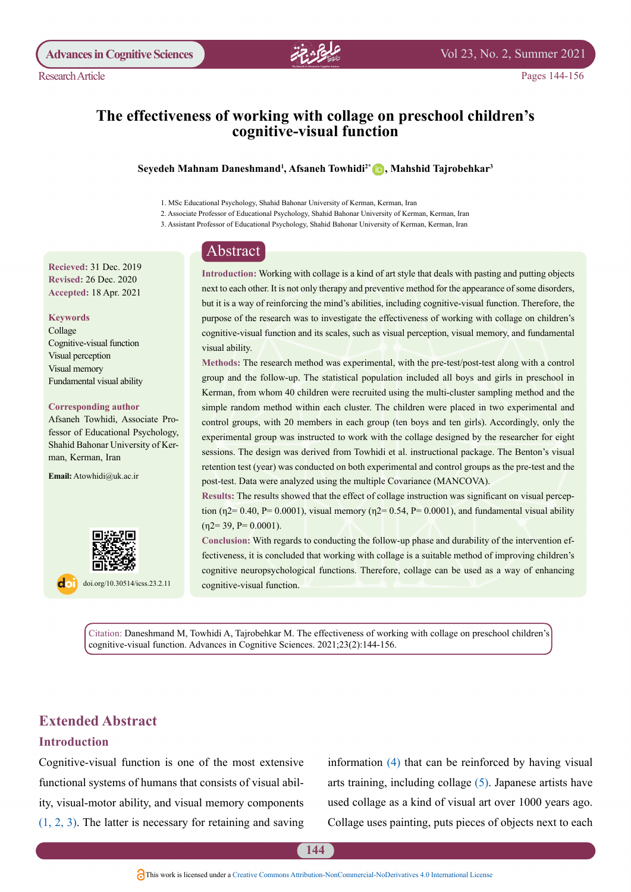Research Article

# The effectiveness of working with collage on preschool children's cognitive-visual function

**Seyedeh Mahnam Daneshmand[1], Afsaneh Towhidi[2*], Mahshid Tajrobehkar[3]**

1. MSc Educational Psychology, Shahid Bahonar University of Kerman, Kerman, Iran
2. Associate Professor of Educational Psychology, Shahid Bahonar University of Kerman, Kerman, Iran
3. Assistant Professor of Educational Psychology, Shahid Bahonar University of Kerman, Kerman, Iran

**Recieved:** 31 Dec. 2019
**Revised:** 26 Dec. 2020
**Accepted:** 18 Apr. 2021

**Keywords**

Collage
Cognitive-visual function
Visual perception
Visual memory
Fundamental visual ability

**Corresponding author**

Afsaneh Towhidi, Associate Professor of Educational Psychology, Shahid Bahonar University of Kerman, Kerman, Iran

**Email:** Atowhidi@uk.ac.ir

doi.org/10.30514/icss.23.2.11

## Abstract

**Introduction:** Working with collage is a kind of art style that deals with pasting and putting objects next to each other. It is not only therapy and preventive method for the appearance of some disorders, but it is a way of reinforcing the mind's abilities, including cognitive-visual function. Therefore, the purpose of the research was to investigate the effectiveness of working with collage on children's cognitive-visual function and its scales, such as visual perception, visual memory, and fundamental visual ability.

**Methods:** The research method was experimental, with the pre-test/post-test along with a control group and the follow-up. The statistical population included all boys and girls in preschool in Kerman, from whom 40 children were recruited using the multi-cluster sampling method and the simple random method within each cluster. The children were placed in two experimental and control groups, with 20 members in each group (ten boys and ten girls). Accordingly, only the experimental group was instructed to work with the collage designed by the researcher for eight sessions. The design was derived from Towhidi et al. instructional package. The Benton's visual retention test (year) was conducted on both experimental and control groups as the pre-test and the post-test. Data were analyzed using the multiple Covariance (MANCOVA).

**Results:** The results showed that the effect of collage instruction was significant on visual perception ($\eta2$= 0.40, P= 0.0001), visual memory ($\eta2$= 0.54, P= 0.0001), and fundamental visual ability ($\eta2$= 39, P= 0.0001).

**Conclusion:** With regards to conducting the follow-up phase and durability of the intervention effectiveness, it is concluded that working with collage is a suitable method of improving children's cognitive neuropsychological functions. Therefore, collage can be used as a way of enhancing cognitive-visual function.

Citation: Daneshmand M, Towhidi A, Tajrobehkar M. The effectiveness of working with collage on preschool children's cognitive-visual function. Advances in Cognitive Sciences. 2021;23(2):144-156.

## Extended Abstract

### Introduction

Cognitive-visual function is one of the most extensive functional systems of humans that consists of visual ability, visual-motor ability, and visual memory components (1, 2, 3). The latter is necessary for retaining and saving information (4) that can be reinforced by having visual arts training, including collage (5). Japanese artists have used collage as a kind of visual art over 1000 years ago. Collage uses painting, puts pieces of objects next to each

This work is licensed under a Creative Commons Attribution-NonCommercial-NoDerivatives 4.0 International License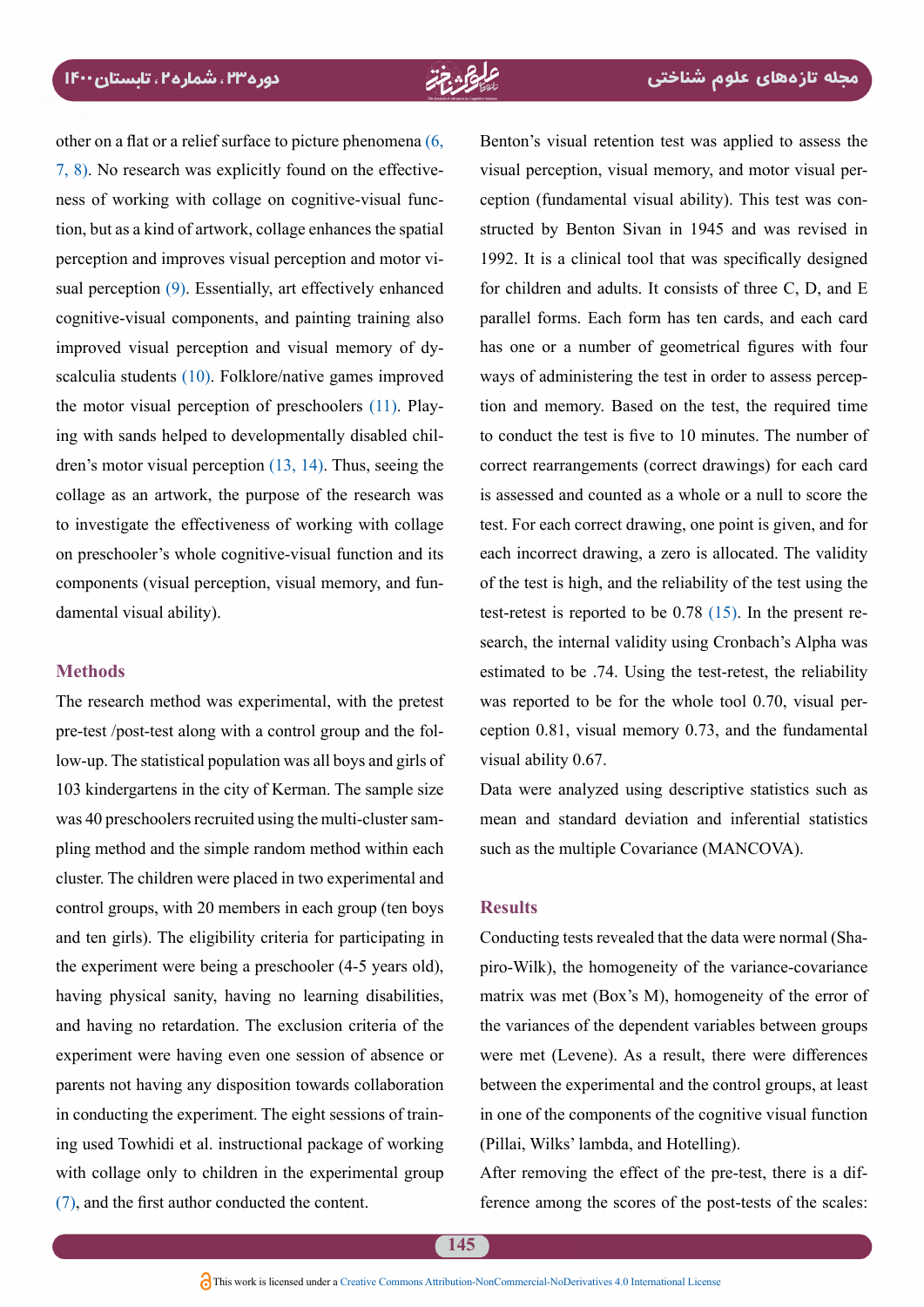other on a flat or a relief surface to picture phenomena (6, 7, 8). No research was explicitly found on the effectiveness of working with collage on cognitive-visual function, but as a kind of artwork, collage enhances the spatial perception and improves visual perception and motor visual perception (9). Essentially, art effectively enhanced cognitive-visual components, and painting training also improved visual perception and visual memory of dyscalculia students (10). Folklore/native games improved the motor visual perception of preschoolers (11). Playing with sands helped to developmentally disabled children's motor visual perception (13, 14). Thus, seeing the collage as an artwork, the purpose of the research was to investigate the effectiveness of working with collage on preschooler's whole cognitive-visual function and its components (visual perception, visual memory, and fundamental visual ability).

## Methods

The research method was experimental, with the pretest pre-test /post-test along with a control group and the follow-up. The statistical population was all boys and girls of 103 kindergartens in the city of Kerman. The sample size was 40 preschoolers recruited using the multi-cluster sampling method and the simple random method within each cluster. The children were placed in two experimental and control groups, with 20 members in each group (ten boys and ten girls). The eligibility criteria for participating in the experiment were being a preschooler (4-5 years old), having physical sanity, having no learning disabilities, and having no retardation. The exclusion criteria of the experiment were having even one session of absence or parents not having any disposition towards collaboration in conducting the experiment. The eight sessions of training used Towhidi et al. instructional package of working with collage only to children in the experimental group (7), and the first author conducted the content.

Benton's visual retention test was applied to assess the visual perception, visual memory, and motor visual perception (fundamental visual ability). This test was constructed by Benton Sivan in 1945 and was revised in 1992. It is a clinical tool that was specifically designed for children and adults. It consists of three C, D, and E parallel forms. Each form has ten cards, and each card has one or a number of geometrical figures with four ways of administering the test in order to assess perception and memory. Based on the test, the required time to conduct the test is five to 10 minutes. The number of correct rearrangements (correct drawings) for each card is assessed and counted as a whole or a null to score the test. For each correct drawing, one point is given, and for each incorrect drawing, a zero is allocated. The validity of the test is high, and the reliability of the test using the test-retest is reported to be 0.78 (15). In the present research, the internal validity using Cronbach's Alpha was estimated to be .74. Using the test-retest, the reliability was reported to be for the whole tool 0.70, visual perception 0.81, visual memory 0.73, and the fundamental visual ability 0.67.

Data were analyzed using descriptive statistics such as mean and standard deviation and inferential statistics such as the multiple Covariance (MANCOVA).

## Results

Conducting tests revealed that the data were normal (Shapiro-Wilk), the homogeneity of the variance-covariance matrix was met (Box's M), homogeneity of the error of the variances of the dependent variables between groups were met (Levene). As a result, there were differences between the experimental and the control groups, at least in one of the components of the cognitive visual function (Pillai, Wilks' lambda, and Hotelling).

After removing the effect of the pre-test, there is a difference among the scores of the post-tests of the scales: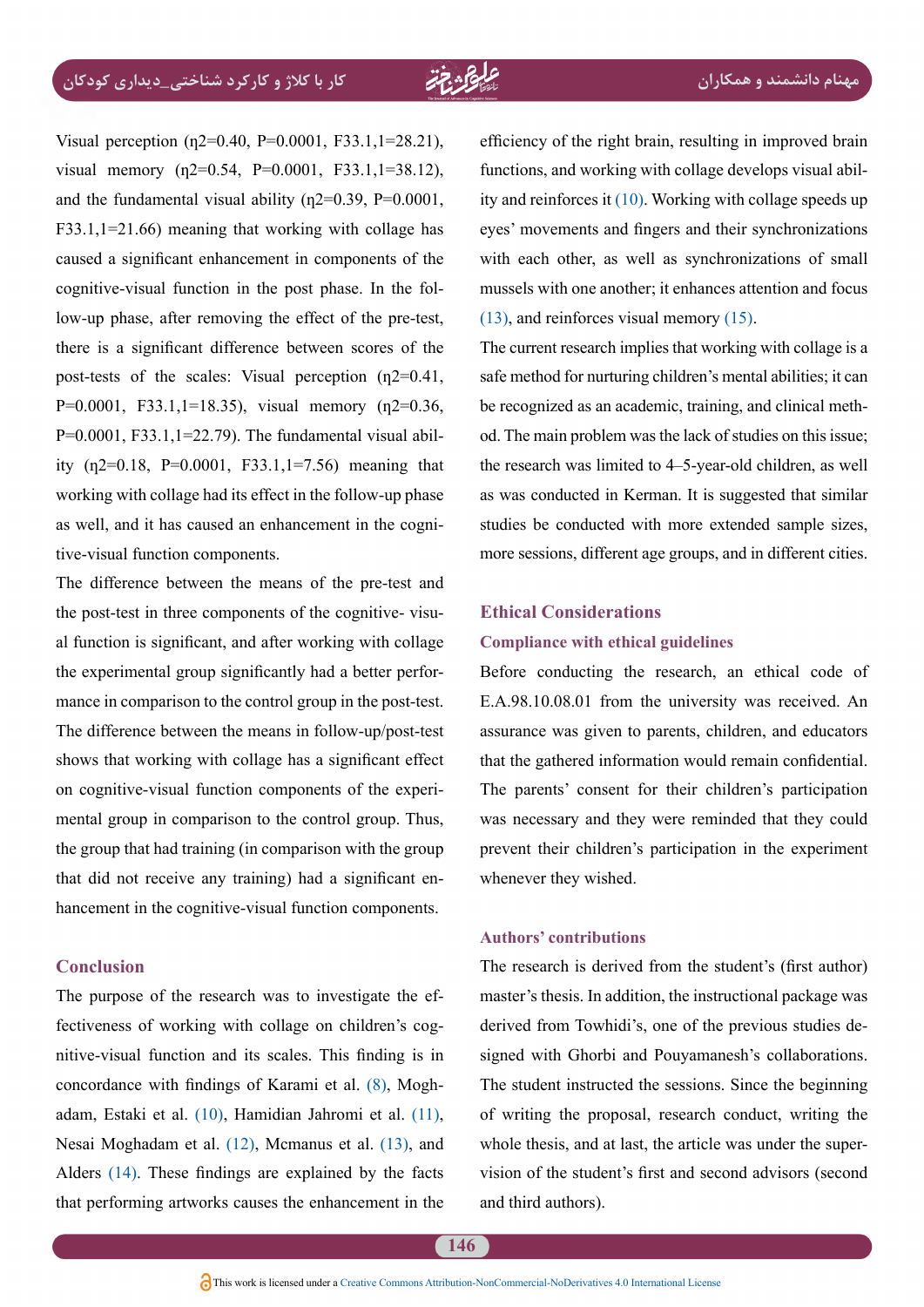Visual perception ($\eta^2$=0.40, P=0.0001, $F_{33.1,1}$=28.21), visual memory ($\eta^2$=0.54, P=0.0001, $F_{33.1,1}$=38.12), and the fundamental visual ability ($\eta^2$=0.39, P=0.0001, $F_{33.1,1}$=21.66) meaning that working with collage has caused a significant enhancement in components of the cognitive-visual function in the post phase. In the follow-up phase, after removing the effect of the pre-test, there is a significant difference between scores of the post-tests of the scales: Visual perception ($\eta^2$=0.41, P=0.0001, $F_{33.1,1}$=18.35), visual memory ($\eta^2$=0.36, P=0.0001, $F_{33.1,1}$=22.79). The fundamental visual ability ($\eta^2$=0.18, P=0.0001, $F_{33.1,1}$=7.56) meaning that working with collage had its effect in the follow-up phase as well, and it has caused an enhancement in the cognitive-visual function components.

The difference between the means of the pre-test and the post-test in three components of the cognitive- visual function is significant, and after working with collage the experimental group significantly had a better performance in comparison to the control group in the post-test. The difference between the means in follow-up/post-test shows that working with collage has a significant effect on cognitive-visual function components of the experimental group in comparison to the control group. Thus, the group that had training (in comparison with the group that did not receive any training) had a significant enhancement in the cognitive-visual function components.

## Conclusion

The purpose of the research was to investigate the effectiveness of working with collage on children's cognitive-visual function and its scales. This finding is in concordance with findings of Karami et al. (8), Moghadam, Estaki et al. (10), Hamidian Jahromi et al. (11), Nesai Moghadam et al. (12), Mcmanus et al. (13), and Alders (14). These findings are explained by the facts that performing artworks causes the enhancement in the efficiency of the right brain, resulting in improved brain functions, and working with collage develops visual ability and reinforces it (10). Working with collage speeds up eyes' movements and fingers and their synchronizations with each other, as well as synchronizations of small mussels with one another; it enhances attention and focus (13), and reinforces visual memory (15).

The current research implies that working with collage is a safe method for nurturing children's mental abilities; it can be recognized as an academic, training, and clinical method. The main problem was the lack of studies on this issue; the research was limited to 4–5-year-old children, as well as was conducted in Kerman. It is suggested that similar studies be conducted with more extended sample sizes, more sessions, different age groups, and in different cities.

## Ethical Considerations

### Compliance with ethical guidelines

Before conducting the research, an ethical code of E.A.98.10.08.01 from the university was received. An assurance was given to parents, children, and educators that the gathered information would remain confidential. The parents' consent for their children's participation was necessary and they were reminded that they could prevent their children's participation in the experiment whenever they wished.

### Authors' contributions

The research is derived from the student's (first author) master's thesis. In addition, the instructional package was derived from Towhidi's, one of the previous studies designed with Ghorbi and Pouyamanesh's collaborations. The student instructed the sessions. Since the beginning of writing the proposal, research conduct, writing the whole thesis, and at last, the article was under the supervision of the student's first and second advisors (second and third authors).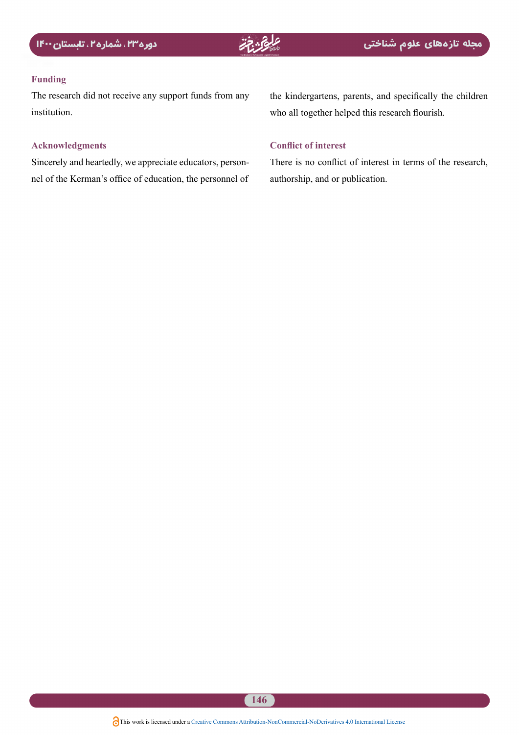## Funding

The research did not receive any support funds from any institution.

## Acknowledgments

Sincerely and heartedly, we appreciate educators, personnel of the Kerman's office of education, the personnel of the kindergartens, parents, and specifically the children who all together helped this research flourish.

## Conflict of interest

There is no conflict of interest in terms of the research, authorship, and or publication.

This work is licensed under a Creative Commons Attribution-NonCommercial-NoDerivatives 4.0 International License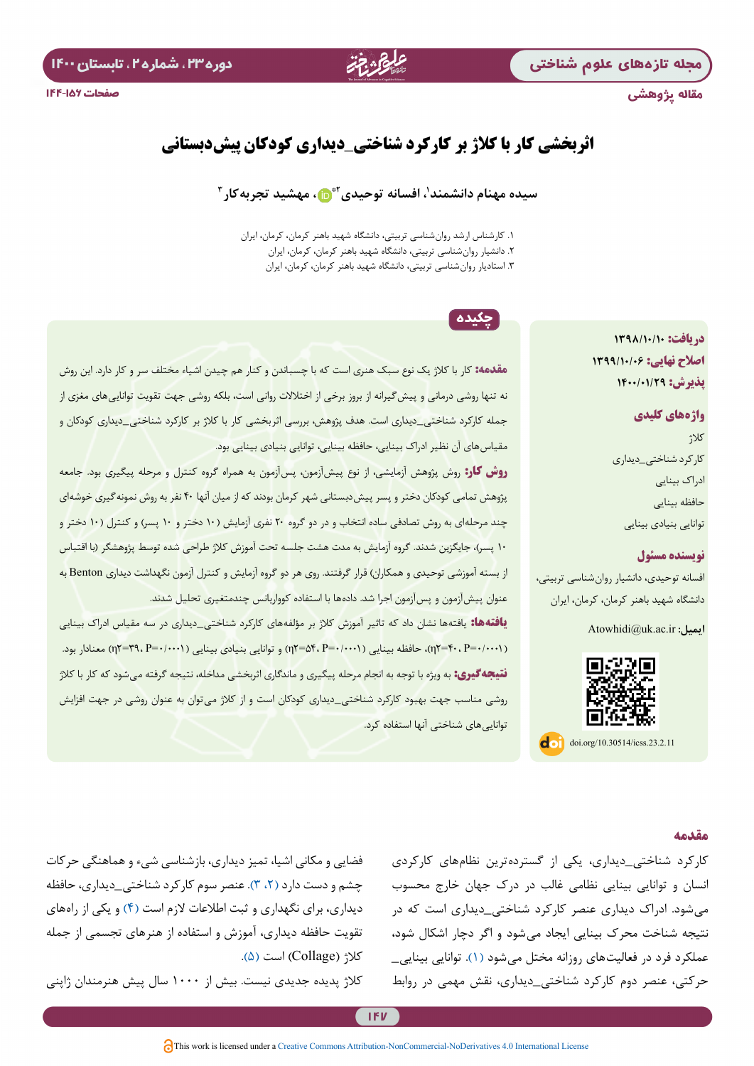مقاله پژوهشی

# اثربخشی کار با کلاژ بر کارکرد شناختی_دیداری کودکان پیش‌دبستانی

سیده مهنام دانشمند[۱]، افسانه توحیدی[۲*]، مهشید تجربه‌کار[۳]

۱. کارشناس ارشد روان‌شناسی تربیتی، دانشگاه شهید باهنر کرمان، کرمان، ایران
۲. دانشیار روان‌شناسی تربیتی، دانشگاه شهید باهنر کرمان، کرمان، ایران
۳. استادیار روان‌شناسی تربیتی، دانشگاه شهید باهنر کرمان، کرمان، ایران

**دریافت:** ۱۳۹۸/۱۰/۱۰
**اصلاح نهایی:** ۱۳۹۹/۱۰/۰۶
**پذیرش:** ۱۴۰۰/۰۱/۲۹

**واژه‌های کلیدی**

کلاژ
کارکرد شناختی_دیداری
ادراک بینایی
حافظه بینایی
توانایی بنیادی بینایی

**نویسنده مسئول**

افسانه توحیدی، دانشیار روان‌شناسی تربیتی، دانشگاه شهید باهنر کرمان، کرمان، ایران

**ایمیل:** Atowhidi@uk.ac.ir

doi.org/10.30514/icss.23.2.11

## چکیده

**مقدمه:** کار با کلاژ یک نوع سبک هنری است که با چسباندن و کنار هم چیدن اشیاء مختلف سر و کار دارد. این روش نه تنها روشی درمانی و پیش‌گیرانه از بروز برخی از اختلالات روانی است، بلکه روشی جهت تقویت توانایی‌های مغزی از جمله کارکرد شناختی_دیداری است. هدف پژوهش، بررسی اثربخشی کار با کلاژ بر کارکرد شناختی_دیداری کودکان و مقیاس‌های آن نظیر ادراک بینایی، حافظه بینایی، توانایی بنیادی بینایی بود.

**روش کار:** روش پژوهش آزمایشی، از نوع پیش‌آزمون، پس‌آزمون به همراه گروه کنترل و مرحله پیگیری بود. جامعه پژوهش تمامی کودکان دختر و پسر پیش‌دبستانی شهر کرمان بودند که از میان آنها ۴۰ نفر به روش نمونه‌گیری خوشه‌ای چند مرحله‌ای به روش تصادفی ساده انتخاب و در دو گروه ۲۰ نفری آزمایش (۱۰ دختر و ۱۰ پسر) و کنترل (۱۰ دختر و ۱۰ پسر)، جایگزین شدند. گروه آزمایش به مدت هشت جلسه تحت آموزش کلاژ طراحی شده توسط پژوهشگر (با اقتباس از بسته آموزشی توحیدی و همکاران) قرار گرفتند. روی هر دو گروه آزمایش و کنترل آزمون نگهداشت دیداری Benton به عنوان پیش‌آزمون و پس‌آزمون اجرا شد. داده‌ها با استفاده کوواریانس چندمتغیری تحلیل شدند.

**یافته‌ها:** یافته‌ها نشان داد که تاثیر آموزش کلاژ بر مؤلفه‌های کارکرد شناختی_دیداری در سه مقیاس ادراک بینایی ($\eta^2$=۴۰، P=۰/۰۰۰۱)، حافظه بینایی ($\eta^2$=۵۴، P=۰/۰۰۰۱) و توانایی بنیادی بینایی ($\eta^2$=۳۹، P=۰/۰۰۰۱) معنادار بود.

**نتیجه‌گیری:** به ویژه با توجه به انجام مرحله پیگیری و ماندگاری اثربخشی مداخله، نتیجه گرفته می‌شود که کار با کلاژ روشی مناسب جهت بهبود کارکرد شناختی_دیداری کودکان است و از کلاژ می‌توان به عنوان روشی در جهت افزایش توانایی‌های شناختی آنها استفاده کرد.

## مقدمه

کارکرد شناختی_دیداری، یکی از گسترده‌ترین نظام‌های کارکردی انسان و توانایی بینایی نظامی غالب در درک جهان خارج محسوب می‌شود. ادراک دیداری عنصر کارکرد شناختی_دیداری است که در نتیجه شناخت محرک بینایی ایجاد می‌شود و اگر دچار اشکال شود، عملکرد فرد در فعالیت‌های روزانه مختل می‌شود (۱). توانایی بینایی_حرکتی، عنصر دوم کارکرد شناختی_دیداری، نقش مهمی در روابط فضایی و مکانی اشیا، تمیز دیداری، بازشناسی شیء و هماهنگی حرکات چشم و دست دارد (۲، ۳). عنصر سوم کارکرد شناختی_دیداری، حافظه دیداری، برای نگهداری و ثبت اطلاعات لازم است (۴) و یکی از راه‌های تقویت حافظه دیداری، آموزش و استفاده از هنرهای تجسمی از جمله کلاژ (Collage) است (۵).

کلاژ پدیده جدیدی نیست. بیش از ۱۰۰۰ سال پیش هنرمندان ژاپنی

This work is licensed under a Creative Commons Attribution-NonCommercial-NoDerivatives 4.0 International License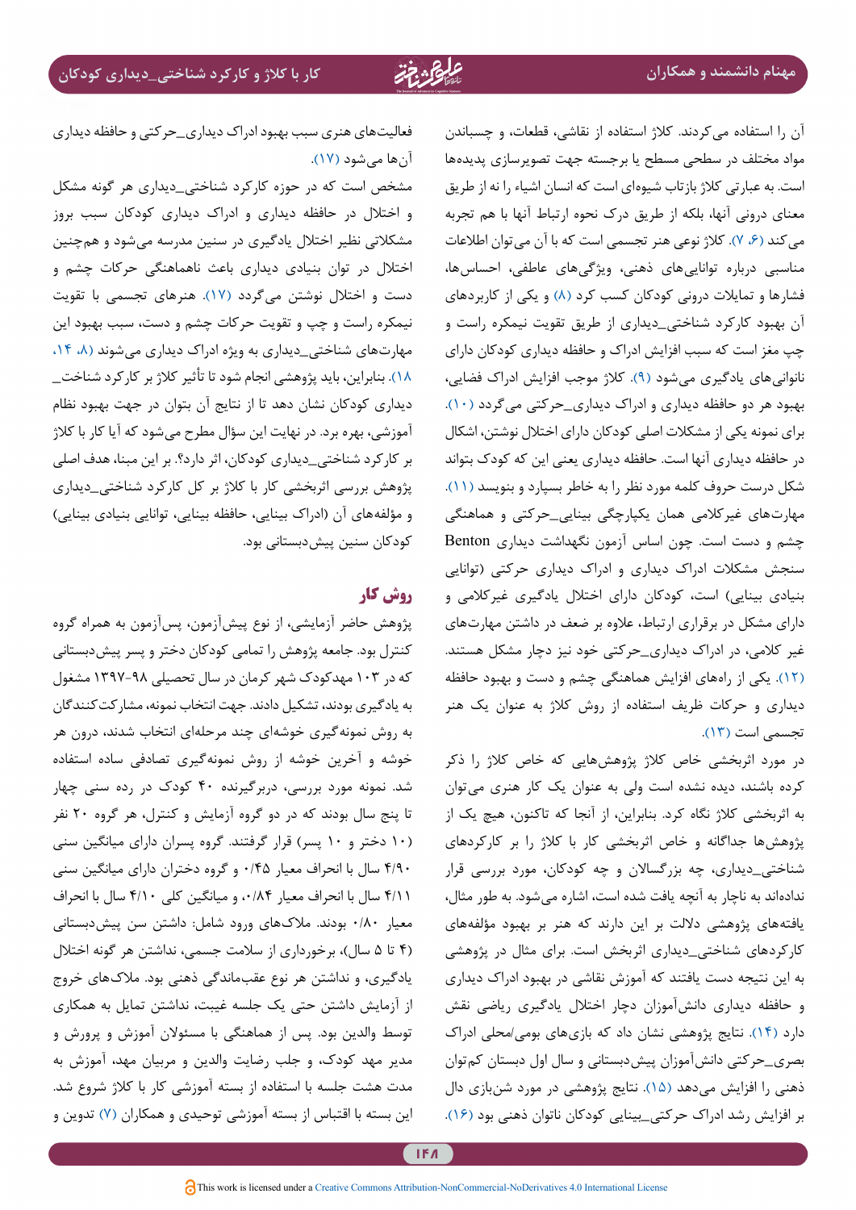آن را استفاده می‌کردند. کلاژ استفاده از نقاشی، قطعات، و چسباندن مواد مختلف در سطحی مسطح یا برجسته جهت تصویرسازی پدیده‌ها است. به عبارتی کلاژ بازتاب شیوه‌ای است که انسان اشیاء را نه از طریق معنای درونی آنها، بلکه از طریق درک نحوه ارتباط آنها با هم تجربه می‌کند (۶، ۷). کلاژ نوعی هنر تجسمی است که با آن می‌توان اطلاعات مناسبی درباره توانایی‌های ذهنی، ویژگی‌های عاطفی، احساس‌ها، فشارها و تمایلات درونی کودکان کسب کرد (۸) و یکی از کاربردهای آن بهبود کارکرد شناختی_دیداری از طریق تقویت نیمکره راست و چپ مغز است که سبب افزایش ادراک و حافظه دیداری کودکان دارای ناتوانی‌های یادگیری می‌شود (۹). کلاژ موجب افزایش ادراک فضایی، بهبود هر دو حافظه دیداری و ادراک دیداری_حرکتی می‌گردد (۱۰). برای نمونه یکی از مشکلات اصلی کودکان دارای اختلال نوشتن، اشکال در حافظه دیداری آنها است. حافظه دیداری یعنی این که کودک بتواند شکل درست حروف کلمه مورد نظر را به خاطر بسپارد و بنویسد (۱۱). مهارت‌های غیرکلامی همان یکپارچگی بینایی_حرکتی و هماهنگی چشم و دست است. چون اساس آزمون نگهداشت دیداری Benton سنجش مشکلات ادراک دیداری و ادراک دیداری حرکتی (توانایی بنیادی بینایی) است، کودکان دارای اختلال یادگیری غیرکلامی و دارای مشکل در برقراری ارتباط، علاوه بر ضعف در داشتن مهارت‌های غیر کلامی، در ادراک دیداری_حرکتی خود نیز دچار مشکل هستند (۱۲). یکی از راه‌های افزایش هماهنگی چشم و دست و بهبود حافظه دیداری و حرکات ظریف استفاده از روش کلاژ به عنوان یک هنر تجسمی است (۱۳).

در مورد اثربخشی خاص کلاژ پژوهش‌هایی که خاص کلاژ را ذکر کرده باشند، دیده نشده است ولی به عنوان یک کار هنری می‌توان به اثربخشی کلاژ نگاه کرد. بنابراین، از آنجا که تاکنون، هیچ یک از پژوهش‌ها جداگانه و خاص اثربخشی کار با کلاژ را بر کارکردهای شناختی_دیداری، چه بزرگسالان و چه کودکان، مورد بررسی قرار نداده‌اند به ناچار به آنچه یافت شده است، اشاره می‌شود. به طور مثال، یافته‌های پژوهشی دلالت بر این دارند که هنر بر بهبود مؤلفه‌های کارکردهای شناختی_دیداری اثربخش است. برای مثال در پژوهشی به این نتیجه دست یافتند که آموزش نقاشی در بهبود ادراک دیداری و حافظه دیداری دانش‌آموزان دچار اختلال یادگیری ریاضی نقش دارد (۱۴). نتایج پژوهشی نشان داد که بازی‌های بومی/محلی ادراک بصری_حرکتی دانش‌آموزان پیش‌دبستانی و سال اول دبستان کم‌توان ذهنی را افزایش می‌دهد (۱۵). نتایج پژوهشی در مورد شن‌بازی دال بر افزایش رشد ادراک حرکتی_بینایی کودکان ناتوان ذهنی بود (۱۶). فعالیت‌های هنری سبب بهبود ادراک دیداری_حرکتی و حافظه دیداری آن‌ها می‌شود (۱۷).

مشخص است که در حوزه کارکرد شناختی_دیداری هر گونه مشکل و اختلال در حافظه دیداری و ادراک دیداری کودکان سبب بروز مشکلاتی نظیر اختلال یادگیری در سنین مدرسه می‌شود و همچنین اختلال در توان بنیادی دیداری باعث ناهماهنگی حرکات چشم و دست و اختلال نوشتن می‌گردد (۱۷). هنرهای تجسمی با تقویت نیمکره راست و چپ و تقویت حرکات چشم و دست، سبب بهبود این مهارت‌های شناختی_دیداری به ویژه ادراک دیداری می‌شوند (۸، ۱۴، ۱۸). بنابراین، باید پژوهشی انجام شود تا تأثیر کلاژ بر کارکرد شناخت_دیداری کودکان نشان دهد تا از نتایج آن بتوان در جهت بهبود نظام آموزشی، بهره برد. در نهایت این سؤال مطرح می‌شود که آیا کار با کلاژ بر کارکرد شناختی_دیداری کودکان، اثر دارد؟ بر این مبنا، هدف اصلی پژوهش بررسی اثربخشی کار با کلاژ بر کل کارکرد شناختی_دیداری و مؤلفه‌های آن (ادراک بینایی، حافظه بینایی، توانایی بنیادی بینایی) کودکان سنین پیش‌دبستانی بود.

## روش کار

پژوهش حاضر آزمایشی، از نوع پیش‌آزمون، پس‌آزمون به همراه گروه کنترل بود. جامعه پژوهش را تمامی کودکان دختر و پسر پیش‌دبستانی که در ۱۰۳ مهدکودک شهر کرمان در سال تحصیلی ۹۸-۱۳۹۷ مشغول به یادگیری بودند، تشکیل دادند. جهت انتخاب نمونه، مشارکت‌کنندگان به روش نمونه‌گیری خوشه‌ای چند مرحله‌ای انتخاب شدند، درون هر خوشه و آخرین خوشه از روش نمونه‌گیری تصادفی ساده استفاده شد. نمونه مورد بررسی، دربرگیرنده ۴۰ کودک در رده سنی چهار تا پنج سال بودند که در دو گروه آزمایش و کنترل، هر گروه ۲۰ نفر (۱۰ دختر و ۱۰ پسر) قرار گرفتند. گروه پسران دارای میانگین سنی ۴/۹۰ سال با انحراف معیار ۰/۴۵ و گروه دختران دارای میانگین سنی ۴/۱۱ سال با انحراف معیار ۰/۸۴، و میانگین کلی ۴/۱۰ سال با انحراف معیار ۰/۸۰ بودند. ملاک‌های ورود شامل: داشتن سن پیش‌دبستانی (۴ تا ۵ سال)، برخورداری از سلامت جسمی، نداشتن هر گونه اختلال یادگیری، و نداشتن هر نوع عقب‌ماندگی ذهنی بود. ملاک‌های خروج از آزمایش داشتن حتی یک جلسه غیبت، نداشتن تمایل به همکاری توسط والدین بود. پس از هماهنگی با مسئولان آموزش و پرورش و مدیر مهد کودک، و جلب رضایت والدین و مربیان مهد، آموزش به مدت هشت جلسه با استفاده از بسته آموزشی کار با کلاژ شروع شد. این بسته با اقتباس از بسته آموزشی توحیدی و همکاران (۷) تدوین و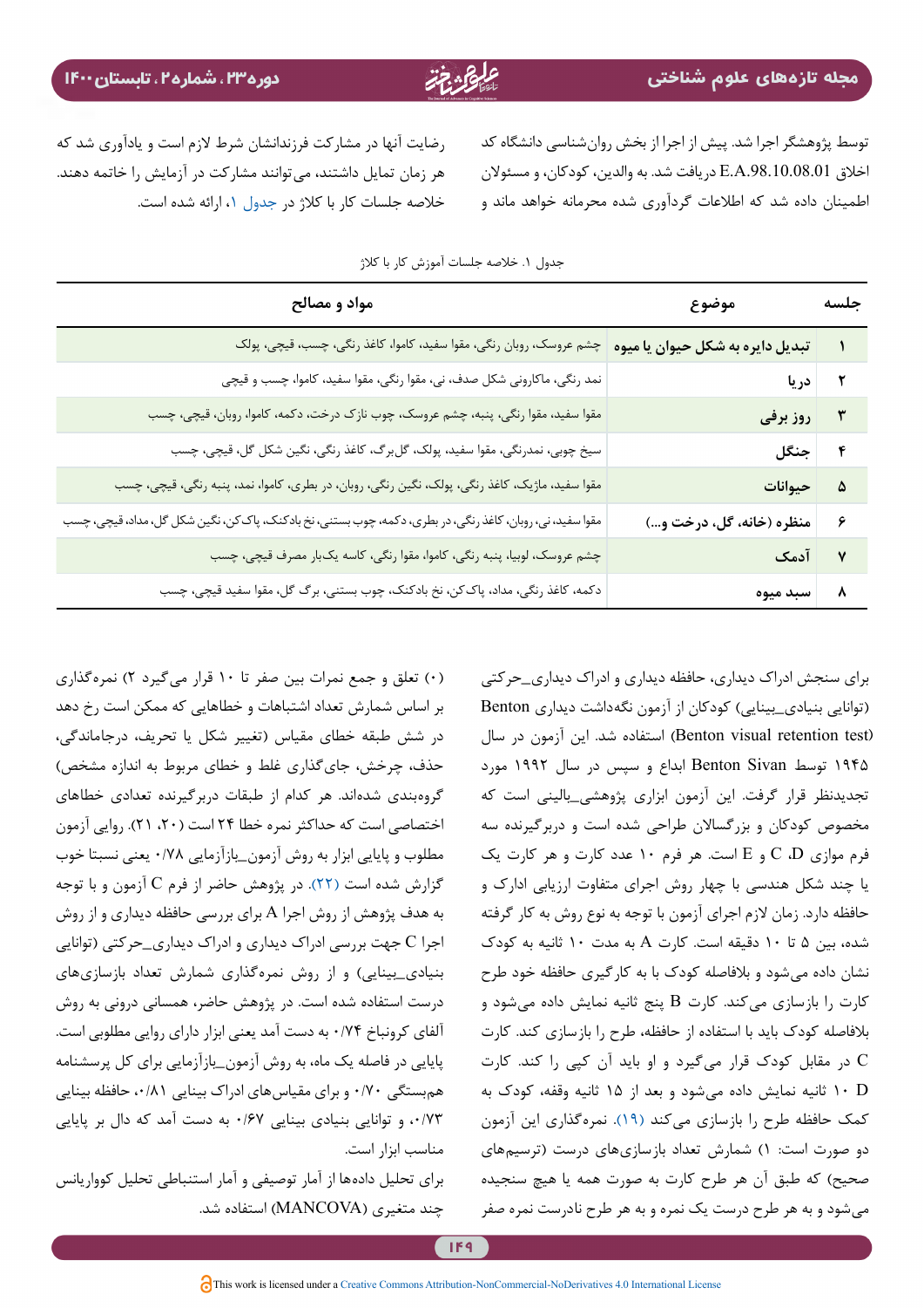توسط پژوهشگر اجرا شد. پیش از اجرا از بخش روان‌شناسی دانشگاه کد اخلاق E.A.98.10.08.01 دریافت شد. به والدین، کودکان، و مسئولان اطمینان داده شد که اطلاعات گردآوری شده محرمانه خواهد ماند و رضایت آنها در مشارکت فرزندانشان شرط لازم است و یادآوری شد که هر زمان تمایل داشتند، می‌توانند مشارکت در آزمایش را خاتمه دهند. خلاصه جلسات کار با کلاژ در جدول ۱، ارائه شده است.

جدول ۱. خلاصه جلسات آموزش کار با کلاژ

| جلسه | موضوع | مواد و مصالح |
|---|---|---|
| ۱ | **تبدیل دایره به شکل حیوان یا میوه** | چشم عروسک، روبان رنگی، مقوا سفید، کاموا، کاغذ رنگی، چسب، قیچی، پولک |
| ۲ | **دریا** | نمد رنگی، ماکارونی شکل صدف، نی، مقوا رنگی، مقوا سفید، کاموا، چسب و قیچی |
| ۳ | **روز برفی** | مقوا سفید، مقوا رنگی، پنبه، چشم عروسک، چوب نازک درخت، دکمه، کاموا، روبان، قیچی، چسب |
| ۴ | **جنگل** | سیخ چوبی، نمدرنگی، مقوا سفید، پولک، گل‌برگ، کاغذ رنگی، نگین شکل گل، قیچی، چسب |
| ۵ | **حیوانات** | مقوا سفید، ماژیک، کاغذ رنگی، پولک، نگین رنگی، روبان، در بطری، کاموا، نمد، پنبه رنگی، قیچی، چسب |
| ۶ | **منظره (خانه، گل، درخت و...)** | مقوا سفید، نی، روبان، کاغذ رنگی، در بطری، دکمه، چوب بستنی، نخ بادکنک، پاک‌کن، نگین شکل گل، مداد، قیچی، چسب |
| ۷ | **آدمک** | چشم عروسک، لوبیا، پنبه رنگی، کاموا، مقوا رنگی، کاسه یک‌بار مصرف قیچی، چسب |
| ۸ | **سبد میوه** | دکمه، کاغذ رنگی، مداد، پاک‌کن، نخ بادکنک، چوب بستنی، برگ گل، مقوا سفید قیچی، چسب |

برای سنجش ادراک دیداری، حافظه دیداری و ادراک دیداری_حرکتی (توانایی بنیادی_بینایی) کودکان از آزمون نگه‌داشت دیداری Benton (Benton visual retention test) استفاده شد. این آزمون در سال ۱۹۴۵ توسط Benton Sivan ابداع و سپس در سال ۱۹۹۲ مورد تجدیدنظر قرار گرفت. این آزمون ابزاری پژوهشی_بالینی است که مخصوص کودکان و بزرگسالان طراحی شده است و دربرگیرنده سه فرم موازی C، D و E است. هر فرم ۱۰ عدد کارت و هر کارت یک یا چند شکل هندسی با چهار روش اجرای متفاوت ارزیابی ادارک و حافظه دارد. زمان لازم اجرای آزمون با توجه به نوع روش به کار گرفته شده، بین ۵ تا ۱۰ دقیقه است. کارت A به مدت ۱۰ ثانیه به کودک نشان داده می‌شود و بلافاصله کودک با به کارگیری حافظه خود طرح کارت را بازسازی می‌کند. کارت B پنج ثانیه نمایش داده می‌شود و بلافاصله کودک باید با استفاده از حافظه، طرح را بازسازی کند. کارت C در مقابل کودک قرار می‌گیرد و او باید آن کپی را کند. کارت D ۱۰ ثانیه نمایش داده می‌شود و بعد از ۱۵ ثانیه وقفه، کودک به کمک حافظه طرح را بازسازی می‌کند (۱۹). نمره‌گذاری این آزمون دو صورت است: ۱) شمارش تعداد بازسازی‌های درست (ترسیم‌های صحیح) که طبق آن هر طرح کارت به صورت همه یا هیچ سنجیده می‌شود و به هر طرح درست یک نمره و به هر طرح نادرست نمره صفر (۰) تعلق و جمع نمرات بین صفر تا ۱۰ قرار می‌گیرد ۲) نمره‌گذاری بر اساس شمارش تعداد اشتباهات و خطاهایی که ممکن است رخ دهد در شش طبقه خطای مقیاس (تغییر شکل یا تحریف، درجاماندگی، حذف، چرخش، جای‌گذاری غلط و خطای مربوط به اندازه مشخص) گروه‌بندی شده‌اند. هر کدام از طبقات دربرگیرنده تعدادی خطاهای اختصاصی است که حداکثر نمره خطا ۲۴ است (۲۰، ۲۱). روایی آزمون مطلوب و پایایی ابزار به روش آزمون_بازآزمایی ۰/۷۸ یعنی نسبتا خوب گزارش شده است (۲۲). در پژوهش حاضر از فرم C آزمون و با توجه به هدف پژوهش از روش اجرا A برای بررسی حافظه دیداری و از روش اجرا C جهت بررسی ادراک دیداری و ادراک دیداری_حرکتی (توانایی بنیادی_بینایی) و از روش نمره‌گذاری شمارش تعداد بازسازی‌های درست استفاده شده است. در پژوهش حاضر، همسانی درونی به روش آلفای کرونباخ ۰/۷۴ به دست آمد یعنی ابزار دارای روایی مطلوبی است. پایایی در فاصله یک ماه، به روش آزمون_بازآزمایی برای کل پرسشنامه همبستگی ۰/۷۰ و برای مقیاس‌های ادراک بینایی ۰/۸۱، حافظه بینایی ۰/۷۳، و توانایی بنیادی بینایی ۰/۶۷ به دست آمد که دال بر پایایی مناسب ابزار است.

برای تحلیل داده‌ها از آمار توصیفی و آمار استنباطی تحلیل کوواریانس چند متغیری (MANCOVA) استفاده شد.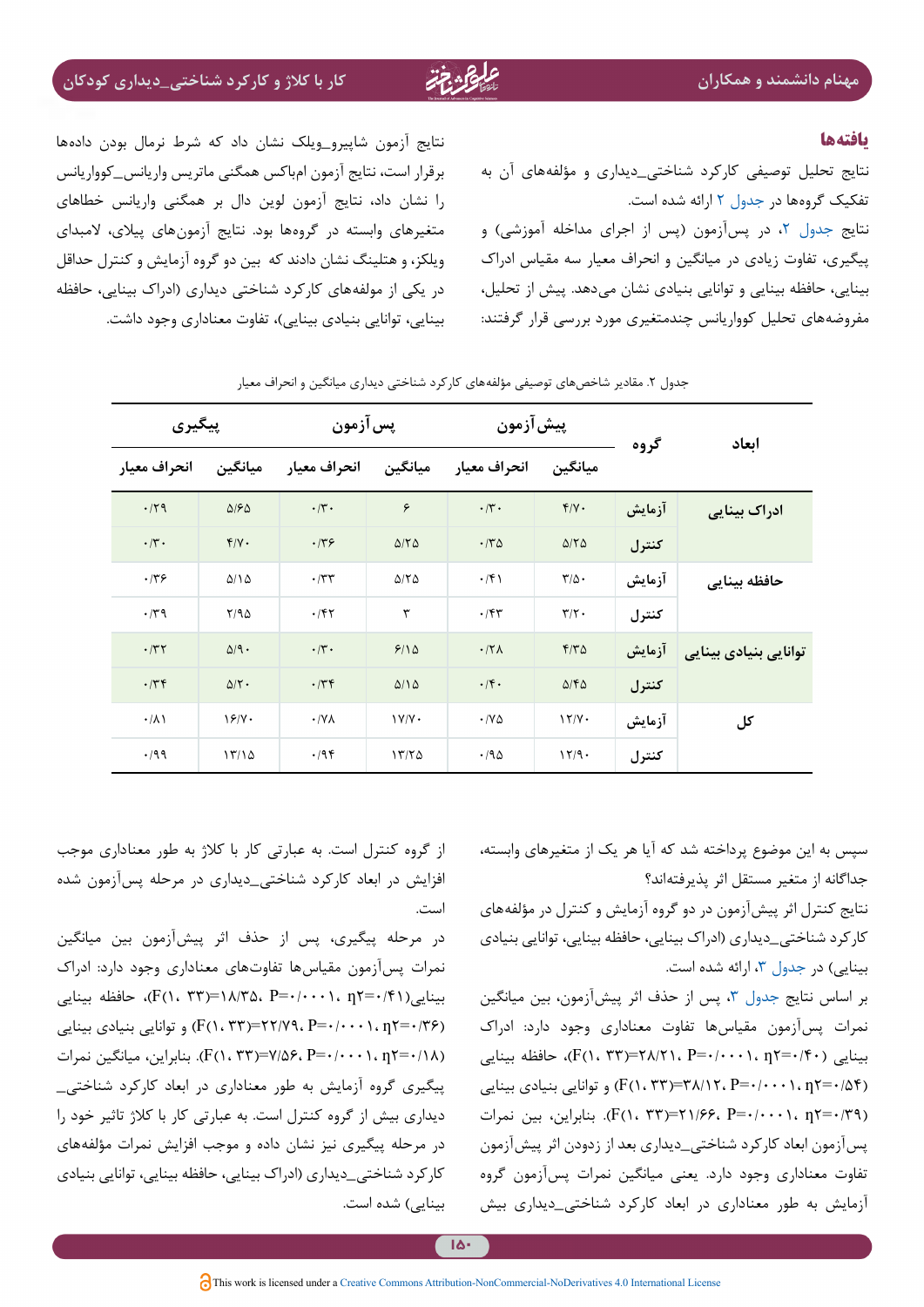## یافته‌ها

نتایج تحلیل توصیفی کارکرد شناختی_دیداری و مؤلفه‌های آن به تفکیک گروه‌ها در جدول ۲ ارائه شده است.

نتایج جدول ۲، در پس‌آزمون (پس از اجرای مداخله آموزشی) و پیگیری، تفاوت زیادی در میانگین و انحراف معیار سه مقیاس ادراک بینایی، حافظه بینایی و توانایی بنیادی نشان می‌دهد. پیش از تحلیل، مفروضه‌های تحلیل کوواریانس چندمتغیری مورد بررسی قرار گرفتند:

نتایج آزمون شاپیرو_ویلک نشان داد که شرط نرمال بودن داده‌ها برقرار است، نتایج آزمون ام‌باکس همگنی ماتریس واریانس_کوواریانس را نشان داد، نتایج آزمون لوین دال بر همگنی واریانس خطاهای متغیرهای وابسته در گروه‌ها بود. نتایج آزمون‌های پیلای، لامبدای ویلکز، و هتلینگ نشان دادند که بین دو گروه آزمایش و کنترل حداقل در یکی از مولفه‌های کارکرد شناختی دیداری (ادراک بینایی، حافظه بینایی، توانایی بنیادی بینایی)، تفاوت معناداری وجود داشت.

جدول ۲. مقادیر شاخص‌های توصیفی مؤلفه‌های کارکرد شناختی دیداری میانگین و انحراف معیار

| ابعاد | گروه | پیش‌آزمون | | پس‌آزمون | | پیگیری | |
|---|---|---|---|---|---|---|---|
| | | میانگین | انحراف معیار | میانگین | انحراف معیار | میانگین | انحراف معیار |
| ادراک بینایی | آزمایش | ۴/۷۰ | ۰/۳۰ | ۶ | ۰/۳۰ | ۵/۶۵ | ۰/۲۹ |
| | کنترل | ۵/۲۵ | ۰/۳۵ | ۵/۲۵ | ۰/۳۶ | ۴/۷۰ | ۰/۳۰ |
| حافظه بینایی | آزمایش | ۳/۵۰ | ۰/۴۱ | ۵/۲۵ | ۰/۳۳ | ۵/۱۵ | ۰/۳۶ |
| | کنترل | ۳/۲۰ | ۰/۴۳ | ۳ | ۰/۴۲ | ۲/۹۵ | ۰/۳۹ |
| توانایی بنیادی بینایی | آزمایش | ۴/۳۵ | ۰/۲۸ | ۶/۱۵ | ۰/۳۰ | ۵/۹۰ | ۰/۳۲ |
| | کنترل | ۵/۴۵ | ۰/۴۰ | ۵/۱۵ | ۰/۳۴ | ۵/۲۰ | ۰/۳۴ |
| کل | آزمایش | ۱۲/۷۰ | ۰/۷۵ | ۱۷/۷۰ | ۰/۷۸ | ۱۶/۷۰ | ۰/۸۱ |
| | کنترل | ۱۲/۹۰ | ۰/۹۵ | ۱۳/۲۵ | ۰/۹۴ | ۱۳/۱۵ | ۰/۹۹ |

سپس به این موضوع پرداخته شد که آیا هر یک از متغیرهای وابسته، جداگانه از متغیر مستقل اثر پذیرفته‌اند؟

نتایج کنترل اثر پیش‌آزمون در دو گروه آزمایش و کنترل در مؤلفه‌های کارکرد شناختی_دیداری (ادراک بینایی، حافظه بینایی، توانایی بنیادی بینایی) در جدول ۳، ارائه شده است.

بر اساس نتایج جدول ۳، پس از حذف اثر پیش‌آزمون، بین میانگین نمرات پس‌آزمون مقیاس‌ها تفاوت معناداری وجود دارد: ادراک بینایی ($F(1, 33)=28/21$، $P=0/0001$، $\eta^2=0/40$)، حافظه بینایی ($F(1, 33)=38/12$، $P=0/0001$، $\eta^2=0/54$) و توانایی بنیادی بینایی ($F(1, 33)=21/66$، $P=0/0001$، $\eta^2=0/39$). بنابراین، بین نمرات پس‌آزمون ابعاد کارکرد شناختی_دیداری بعد از زدودن اثر پیش‌آزمون تفاوت معناداری وجود دارد. یعنی میانگین نمرات پس‌آزمون گروه آزمایش به طور معناداری در ابعاد کارکرد شناختی_دیداری بیش از گروه کنترل است. به عبارتی کار با کلاژ به طور معناداری موجب افزایش در ابعاد کارکرد شناختی_دیداری در مرحله پس‌آزمون شده است.

در مرحله پیگیری، پس از حذف اثر پیش‌آزمون بین میانگین نمرات پس‌آزمون مقیاس‌ها تفاوت‌های معناداری وجود دارد: ادراک بینایی($F(1, 33)=18/35$، $P=0/0001$، $\eta^2=0/41$)، حافظه بینایی ($F(1, 33)=22/79$، $P=0/0001$، $\eta^2=0/36$) و توانایی بنیادی بینایی ($F(1, 33)=7/56$، $P=0/0001$، $\eta^2=0/18$). بنابراین، میانگین نمرات پیگیری گروه آزمایش به طور معناداری در ابعاد کارکرد شناختی_دیداری بیش از گروه کنترل است. به عبارتی کار با کلاژ تاثیر خود را در مرحله پیگیری نیز نشان داده و موجب افزایش نمرات مؤلفه‌های کارکرد شناختی_دیداری (ادراک بینایی، حافظه بینایی، توانایی بنیادی بینایی) شده است.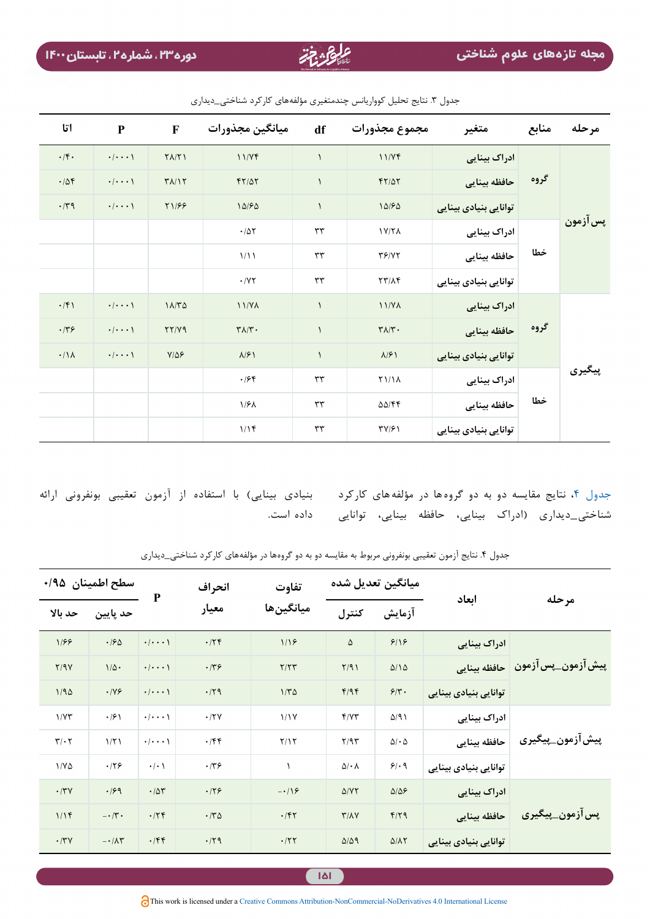جدول ۳. نتایج تحلیل کوواریانس چندمتغیری مؤلفه‌های کارکرد شناختی_دیداری

| مرحله | منابع | متغیر | مجموع مجذورات | df | میانگین مجذورات | F | P | اتا |
|---|---|---|---|---|---|---|---|---|
| پس‌آزمون | گروه | ادراک بینایی | ۱۱/۷۴ | ۱ | ۱۱/۷۴ | ۲۸/۲۱ | ۰/۰۰۰۱ | ۰/۴۰ |
| | | حافظه بینایی | ۴۲/۵۲ | ۱ | ۴۲/۵۲ | ۳۸/۱۲ | ۰/۰۰۰۱ | ۰/۵۴ |
| | | توانایی بنیادی بینایی | ۱۵/۶۵ | ۱ | ۱۵/۶۵ | ۲۱/۶۶ | ۰/۰۰۰۱ | ۰/۳۹ |
| | خطا | ادراک بینایی | ۱۷/۲۸ | ۳۳ | ۰/۵۲ | | | |
| | | حافظه بینایی | ۳۶/۷۲ | ۳۳ | ۱/۱۱ | | | |
| | | توانایی بنیادی بینایی | ۲۳/۸۴ | ۳۳ | ۰/۷۲ | | | |
| پیگیری | گروه | ادراک بینایی | ۱۱/۷۸ | ۱ | ۱۱/۷۸ | ۱۸/۳۵ | ۰/۰۰۰۱ | ۰/۴۱ |
| | | حافظه بینایی | ۳۸/۳۰ | ۱ | ۳۸/۳۰ | ۲۲/۷۹ | ۰/۰۰۰۱ | ۰/۳۶ |
| | | توانایی بنیادی بینایی | ۸/۶۱ | ۱ | ۸/۶۱ | ۷/۵۶ | ۰/۰۰۰۱ | ۰/۱۸ |
| | خطا | ادراک بینایی | ۲۱/۱۸ | ۳۳ | ۰/۶۴ | | | |
| | | حافظه بینایی | ۵۵/۴۴ | ۳۳ | ۱/۶۸ | | | |
| | | توانایی بنیادی بینایی | ۳۷/۶۱ | ۳۳ | ۱/۱۴ | | | |

جدول ۴، نتایج مقایسه دو به دو گروه‌ها در مؤلفه‌های کارکرد شناختی_دیداری (ادراک بینایی، حافظه بینایی، توانایی بنیادی بینایی) با استفاده از آزمون تعقیبی بونفرونی ارائه داده است.

جدول ۴. نتایج آزمون تعقیبی بونفرونی مربوط به مقایسه دو به دو گروه‌ها در مؤلفه‌های کارکرد شناختی_دیداری

| مرحله | ابعاد | میانگین تعدیل شده | | تفاوت میانگین‌ها | انحراف معیار | P | سطح اطمینان ۰/۹۵ | |
|---|---|---|---|---|---|---|---|---|
| | | آزمایش | کنترل | | | | حد پایین | حد بالا |
| پیش‌آزمون_پس‌آزمون | ادراک بینایی | ۶/۱۶ | ۵ | ۱/۱۶ | ۰/۲۴ | ۰/۰۰۰۱ | ۰/۶۵ | ۱/۶۶ |
| | حافظه بینایی | ۵/۱۵ | ۲/۹۱ | ۲/۲۳ | ۰/۳۶ | ۰/۰۰۰۱ | ۱/۵۰ | ۲/۹۷ |
| | توانایی بنیادی بینایی | ۶/۳۰ | ۴/۹۴ | ۱/۳۵ | ۰/۲۹ | ۰/۰۰۰۱ | ۰/۷۶ | ۱/۹۵ |
| پیش‌آزمون_پیگیری | ادراک بینایی | ۵/۹۱ | ۴/۷۳ | ۱/۱۷ | ۰/۲۷ | ۰/۰۰۰۱ | ۰/۶۱ | ۱/۷۳ |
| | حافظه بینایی | ۵/۰۵ | ۲/۹۳ | ۲/۱۲ | ۰/۴۴ | ۰/۰۰۰۱ | ۱/۲۱ | ۳/۰۲ |
| | توانایی بنیادی بینایی | ۶/۰۹ | ۵/۰۸ | ۱ | ۰/۳۶ | ۰/۰۱ | ۰/۲۶ | ۱/۷۵ |
| پس‌آزمون_پیگیری | ادراک بینایی | ۵/۵۶ | ۵/۷۲ | ۰/۱۶- | ۰/۲۶ | ۰/۵۳ | ۰/۶۹ | ۰/۳۷ |
| | حافظه بینایی | ۴/۲۹ | ۳/۸۷ | ۰/۴۲ | ۰/۳۵ | ۰/۲۴ | ۰/۳۰- | ۱/۱۴ |
| | توانایی بنیادی بینایی | ۵/۸۲ | ۵/۵۹ | ۰/۲۲ | ۰/۲۹ | ۰/۴۴ | ۰/۸۳- | ۰/۳۷ |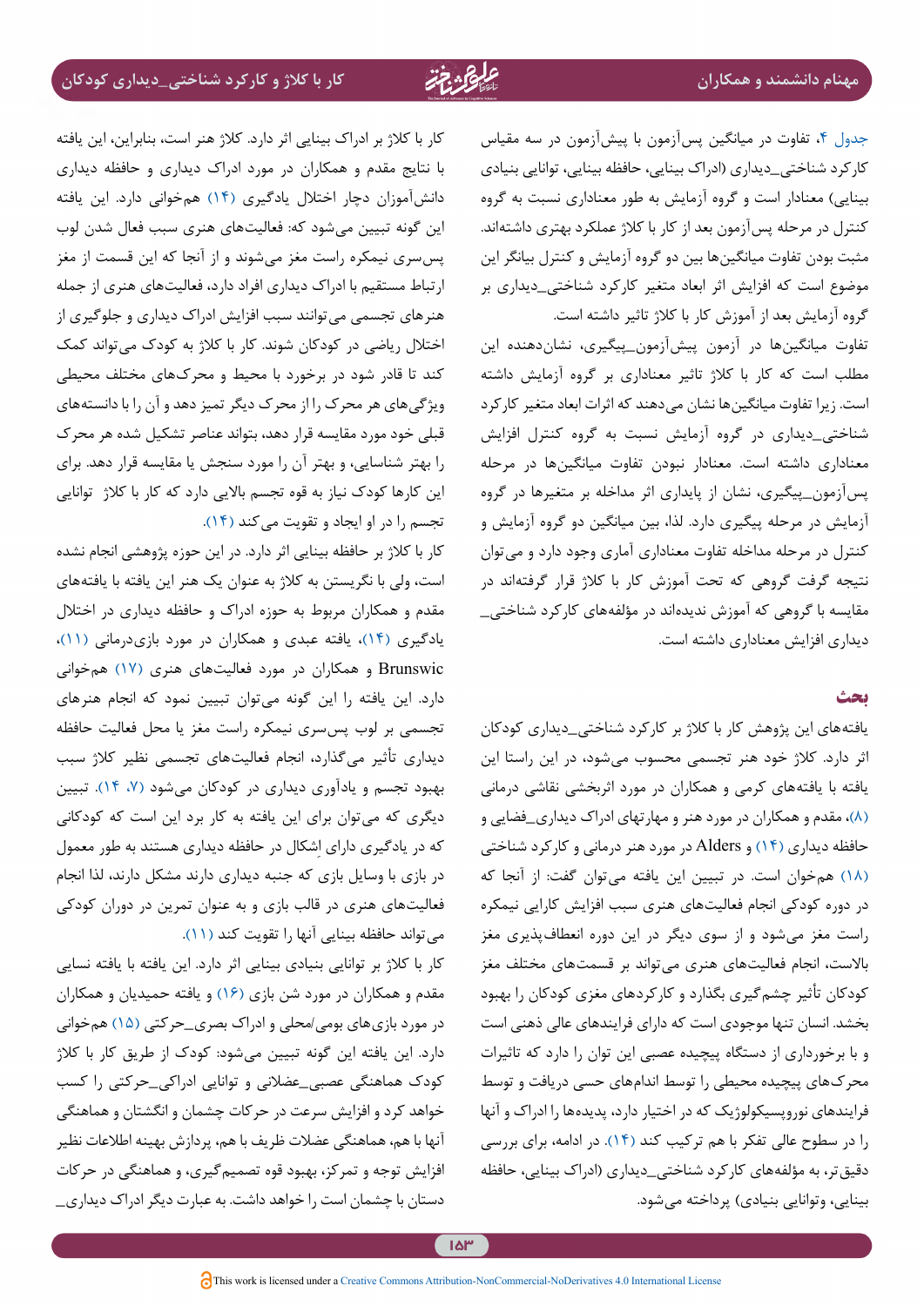جدول ۴، تفاوت در میانگین پس‌آزمون با پیش‌آزمون در سه مقیاس کارکرد شناختی_دیداری (ادراک بینایی، حافظه بینایی، توانایی بنیادی بینایی) معنادار است و گروه آزمایش به طور معناداری نسبت به گروه کنترل در مرحله پس‌آزمون بعد از کار با کلاژ عملکرد بهتری داشته‌اند. مثبت بودن تفاوت میانگین‌ها بین دو گروه آزمایش و کنترل بیانگر این موضوع است که افزایش اثر ابعاد متغیر کارکرد شناختی_دیداری بر گروه آزمایش بعد از آموزش کار با کلاژ تاثیر داشته است.

تفاوت میانگین‌ها در آزمون پیش‌آزمون_پیگیری، نشان‌دهنده این مطلب است که کار با کلاژ تاثیر معناداری بر گروه آزمایش داشته است. زیرا تفاوت میانگین‌ها نشان می‌دهند که اثرات ابعاد متغیر کارکرد شناختی_دیداری در گروه آزمایش نسبت به گروه کنترل افزایش معناداری داشته است. معنادار نبودن تفاوت میانگین‌ها در مرحله پس‌آزمون_پیگیری، نشان از پایداری اثر مداخله بر متغیرها در گروه آزمایش در مرحله پیگیری دارد. لذا، بین میانگین دو گروه آزمایش و کنترل در مرحله مداخله تفاوت معناداری آماری وجود دارد و می‌توان نتیجه گرفت گروهی که تحت آموزش کار با کلاژ قرار گرفته‌اند در مقایسه با گروهی که آموزش ندیده‌اند در مؤلفه‌های کارکرد شناختی_دیداری افزایش معناداری داشته است.

## بحث

یافته‌های این پژوهش کار با کلاژ بر کارکرد شناختی_دیداری کودکان اثر دارد. کلاژ خود هنر تجسمی محسوب می‌شود، در این راستا این یافته با یافته‌های کرمی و همکاران در مورد اثربخشی نقاشی درمانی (۸)، مقدم و همکاران در مورد هنر و مهارتهای ادراک دیداری_فضایی و حافظه دیداری (۱۴) و Alders در مورد هنر درمانی و کارکرد شناختی (۱۸) همخوان است. در تبیین این یافته می‌توان گفت: از آنجا که در دوره کودکی انجام فعالیت‌های هنری سبب افزایش کارایی نیمکره راست مغز می‌شود و از سوی دیگر در این دوره انعطاف‌پذیری مغز بالاست، انجام فعالیت‌های هنری می‌تواند بر قسمت‌های مختلف مغز کودکان تأثیر چشم‌گیری بگذارد و کارکردهای مغزی کودکان را بهبود بخشد. انسان تنها موجودی است که دارای فرایندهای عالی ذهنی است و با برخورداری از دستگاه پیچیده عصبی این توان را دارد که تاثیرات محرک‌های پیچیده محیطی را توسط اندام‌های حسی دریافت و توسط فرایندهای نوروپسیکولوژیک که در اختیار دارد، پدیده‌ها را ادراک و آنها را در سطوح عالی تفکر با هم ترکیب کند (۱۴). در ادامه، برای بررسی دقیق‌تر، به مؤلفه‌های کارکرد شناختی_دیداری (ادراک بینایی، حافظه بینایی، وتوانایی بنیادی) پرداخته می‌شود.

کار با کلاژ بر ادراک بینایی اثر دارد. کلاژ هنر است، بنابراین، این یافته با نتایج مقدم و همکاران در مورد ادراک دیداری و حافظه دیداری دانش‌آموزان دچار اختلال یادگیری (۱۴) همخوانی دارد. این یافته این گونه تبیین می‌شود که: فعالیت‌های هنری سبب فعال شدن لوب پس‌سری نیمکره راست مغز می‌شوند و از آنجا که این قسمت از مغز ارتباط مستقیم با ادراک دیداری افراد دارد، فعالیت‌های هنری از جمله هنرهای تجسمی می‌توانند سبب افزایش ادراک دیداری و جلوگیری از اختلال ریاضی در کودکان شوند. کار با کلاژ به کودک می‌تواند کمک کند تا قادر شود در برخورد با محیط و محرک‌های مختلف محیطی ویژگی‌های هر محرک را از محرک دیگر تمیز دهد و آن را با دانسته‌های قبلی خود مورد مقایسه قرار دهد، بتواند عناصر تشکیل شده هر محرک را بهتر شناسایی، و بهتر آن را مورد سنجش یا مقایسه قرار دهد. برای این کارها کودک نیاز به قوه تجسم بالایی دارد که کار با کلاژ توانایی تجسم را در او ایجاد و تقویت می کند (۱۴).

کار با کلاژ بر حافظه بینایی اثر دارد. در این حوزه پژوهشی انجام نشده است، ولی با نگریستن به کلاژ به عنوان یک هنر این یافته با یافته‌های مقدم و همکاران مربوط به حوزه ادراک و حافظه دیداری در اختلال یادگیری (۱۴)، یافته عبدی و همکاران در مورد بازی‌درمانی (۱۱)، Brunswic و همکاران در مورد فعالیت‌های هنری (۱۷) همخوانی دارد. این یافته را این گونه می‌توان تبیین نمود که انجام هنرهای تجسمی بر لوب پس‌سری نیمکره راست مغز یا محل فعالیت حافظه دیداری تأثیر می‌گذارد، انجام فعالیت‌های تجسمی نظیر کلاژ سبب بهبود تجسم و یادآوری دیداری در کودکان می‌شود (۷، ۱۴). تبیین دیگری که می‌توان برای این یافته به کار برد این است که کودکانی که در یادگیری دارای اِشکال در حافظه دیداری هستند به طور معمول در بازی با وسایل بازی که جنبه دیداری دارند مشکل دارند، لذا انجام فعالیت‌های هنری در قالب بازی و به عنوان تمرین در دوران کودکی می‌تواند حافظه بینایی آنها را تقویت کند (۱۱).

کار با کلاژ بر توانایی بنیادی بینایی اثر دارد. این یافته با یافته نسایی مقدم و همکاران در مورد شن بازی (۱۶) و یافته حمیدیان و همکاران در مورد بازی‌های بومی/محلی و ادراک بصری_حرکتی (۱۵) همخوانی دارد. این یافته این گونه تبیین می‌شود: کودک از طریق کار با کلاژ کودک هماهنگی عصبی_عضلانی و توانایی ادراکی_حرکتی را کسب خواهد کرد و افزایش سرعت در حرکات چشمان و انگشتان و هماهنگی آنها با هم، هماهنگی عضلات ظریف با هم، پردازش بهینه اطلاعات نظیر افزایش توجه و تمرکز، بهبود قوه تصمیم‌گیری، و هماهنگی در حرکات دستان با چشمان است را خواهد داشت. به عبارت دیگر ادراک دیداری_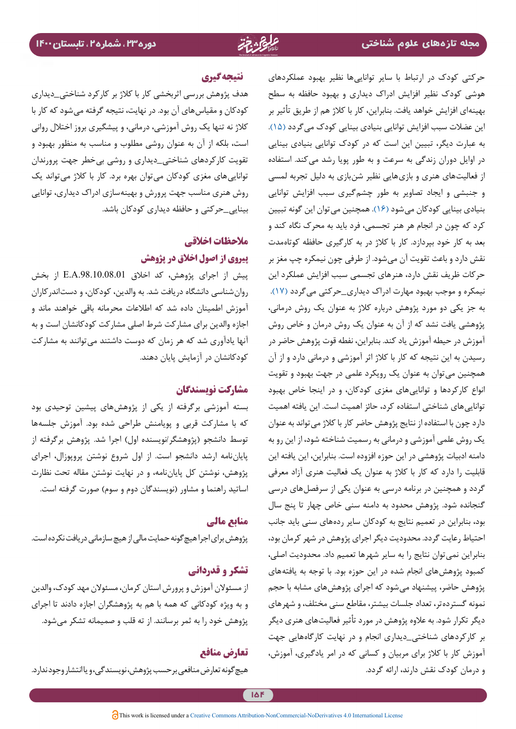حرکتی کودک در ارتباط با سایر توانایی‌ها نظیر بهبود عملکردهای هوشی کودک نظیر افزایش ادراک دیداری و بهبود حافظه به سطح بهینه‌ای افزایش خواهد یافت. بنابراین، کار با کلاژ هم از طریق تأثیر بر این عضلات سبب افزایش توانایی بنیادی بینایی کودک می‌گردد (۱۵). به عبارت دیگر، تبیین این است که در کودک توانایی بنیادی بینایی در اوایل دوران زندگی به سرعت و به طور پویا رشد می‌کند. استفاده از فعالیت‌های هنری و بازی‌هایی نظیر شن‌بازی به دلیل تجربه لمسی و جنبشی و ایجاد تصاویر به طور چشم‌گیری سبب افزایش توانایی بنیادی بینایی کودکان می‌شود (۱۶). همچنین می‌توان این گونه تبیین کرد که چون در انجام هر هنر تجسمی، فرد باید به محرک نگاه کند و بعد به کار خود بپردازد. کار با کلاژ در به کارگیری حافظه کوتاه‌مدت نقش دارد و باعث تقویت آن می‌شود. از طرفی چون نیمکره چپ مغز بر حرکات ظریف نقش دارد، هنرهای تجسمی سبب افزایش عملکرد این نیمکره و موجب بهبود مهارت ادراک دیداری_حرکتی می‌گردد (۱۷).

به جز یکی دو مورد پژوهش درباره کلاژ به عنوان یک روش درمانی، پژوهشی یافت نشد که از آن به عنوان یک روش درمان و خاص روش آموزش در حیطه آموزش یاد کند. بنابراین، نقطه قوت پژوهش حاضر در رسیدن به این نتیجه که کار با کلاژ اثر آموزشی و درمانی دارد و از آن همچنین می‌توان به عنوان یک رویکرد علمی در جهت بهبود و تقویت انواع کارکردها و توانایی‌های مغزی کودکان، و در اینجا خاص بهبود توانایی‌های شناختی استفاده کرد، حائز اهمیت است. این یافته اهمیت دارد چون با استفاده از نتایج پژوهش حاضر کار با کلاژ می‌تواند به عنوان یک روش علمی آموزشی و درمانی به رسمیت شناخته شود، از این رو به دامنه ادبیات پژوهشی در این حوزه افزوده است. بنابراین، این یافته این قابلیت را دارد که کار با کلاژ به عنوان یک فعالیت هنری آزاد معرفی گردد و همچنین در برنامه درسی به عنوان یکی از سرفصل‌های درسی گنجانده شود. پژوهش محدود به دامنه سنی خاص چهار تا پنج سال بود، بنابراین در تعمیم نتایج به کودکان سایر رده‌های سنی باید جانب احتیاط رعایت گردد. محدودیت دیگر اجرای پژوهش در شهر کرمان بود، بنابراین نمی‌توان نتایج را به سایر شهرها تعمیم داد. محدودیت اصلی، کمبود پژوهش‌های انجام شده در این حوزه بود. با توجه به یافته‌های پژوهش حاضر، پیشنهاد می‌شود که اجرای پژوهش‌های مشابه با حجم نمونه گسترده‌تر، تعداد جلسات بیشتر، مقاطع سنی مختلف، و شهرهای دیگر تکرار شود. به علاوه پژوهش در مورد تأثیر فعالیت‌های هنری دیگر بر کارکردهای شناختی_دیداری انجام و در نهایت کارگاه‌هایی جهت آموزش کار با کلاژ برای مربیان و کسانی که در امر یادگیری، آموزش، و درمان کودک نقش دارند، ارائه گردد.

## نتیجه‌گیری

هدف پژوهش بررسی اثربخشی کار با کلاژ بر کارکرد شناختی_دیداری کودکان و مقیاس‌های آن بود. در نهایت، نتیجه گرفته می‌شود که کار با کلاژ نه تنها یک روش آموزشی، درمانی، و پیشگیری بروز اختلال روانی است، بلکه از آن به عنوان روشی مطلوب و مناسب به منظور بهبود و تقویت کارکردهای شناختی_دیداری و روشی بی‌خطر جهت پروردن توانایی‌های مغزی کودکان می‌توان بهره برد. کار با کلاژ می‌تواند یک روش هنری مناسب جهت پرورش و بهینه‌سازی ادراک دیداری، توانایی بینایی_حرکتی و حافظه دیداری کودکان باشد.

## ملاحظات اخلاقی

### پیروی از اصول اخلاق در پژوهش

پیش از اجرای پژوهش، کد اخلاق E.A.98.10.08.01 از بخش روان‌شناسی دانشگاه دریافت شد. به والدین، کودکان، و دست‌اندرکاران آموزش اطمینان داده شد که اطلاعات محرمانه باقی خواهند ماند و اجازه والدین برای مشارکت شرط اصلی مشارکت کودکانشان است و به آنها یادآوری شد که هر زمان که دوست داشتند می‌توانند به مشارکت کودکانشان در آزمایش پایان دهند.

## مشارکت نویسندگان

بسته آموزشی برگرفته از یکی از پژوهش‌های پیشین توحیدی بود که با مشارکت قربی و پویامنش طراحی شده بود. آموزش جلسه‌ها توسط دانشجو (پژوهشگر/نویسنده اول) اجرا شد. پژوهش برگرفته از پایان‌نامه ارشد دانشجو است. از اول شروع نوشتن پروپوزال، اجرای پژوهش، نوشتن کل پایان‌نامه، و در نهایت نوشتن مقاله تحت نظارت اساتید راهنما و مشاور (نویسندگان دوم و سوم) صورت گرفته است.

## منابع مالی

پژوهش برای اجرا هیچ‌گونه حمایت مالی از هیچ سازمانی دریافت نکرده است.

## تشکر و قدردانی

از مسئولان آموزش و پرورش استان کرمان، مسئولان مهد کودک، والدین و به ویژه کودکانی که همه با هم به پژوهشگران اجازه دادند تا اجرای پژوهش خود را به ثمر برسانند. از ته قلب و صمیمانه تشکر می‌شود.

## تعارض منافع

هیچ‌گونه تعارض منافعی برحسب پژوهش، نویسندگی، و یا انتشار وجود ندارد.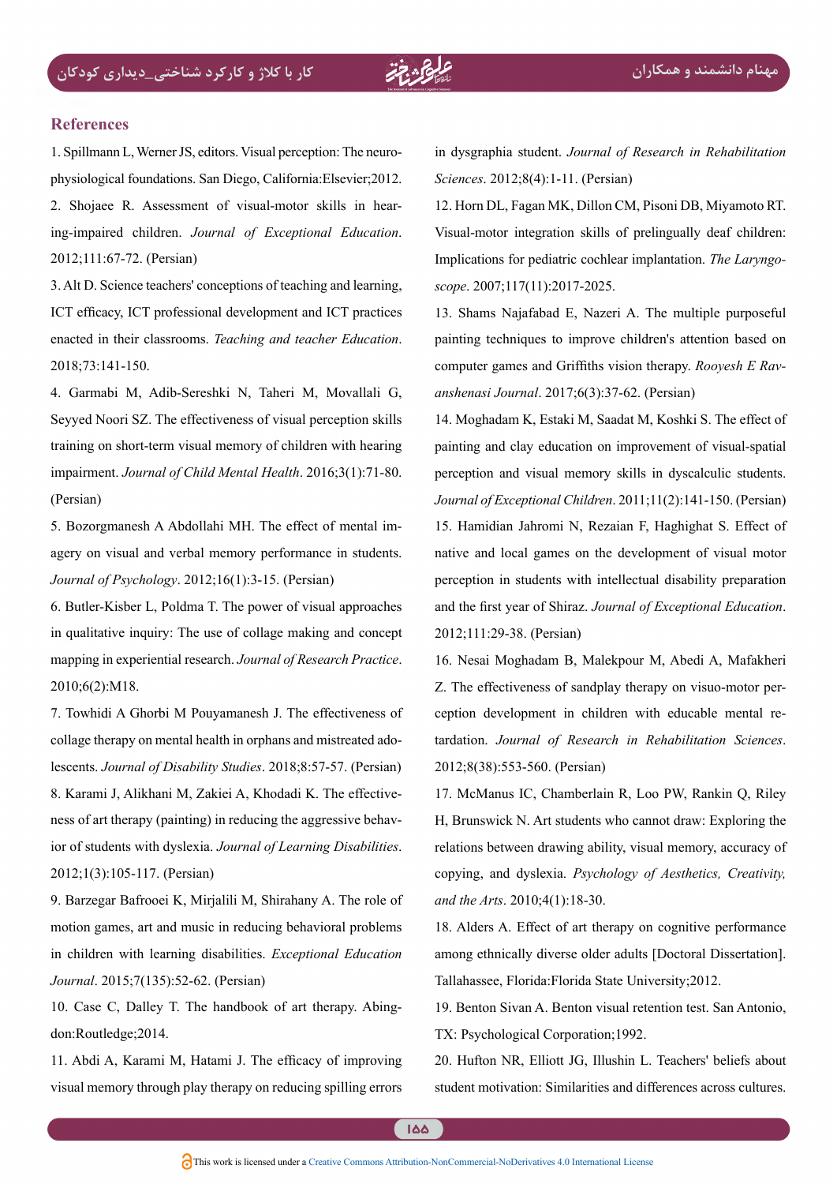## References

1. Spillmann L, Werner JS, editors. Visual perception: The neurophysiological foundations. San Diego, California:Elsevier;2012.
2. Shojaee R. Assessment of visual-motor skills in hearing-impaired children. *Journal of Exceptional Education*. 2012;111:67-72. (Persian)
3. Alt D. Science teachers' conceptions of teaching and learning, ICT efficacy, ICT professional development and ICT practices enacted in their classrooms. *Teaching and teacher Education*. 2018;73:141-150.
4. Garmabi M, Adib-Sereshki N, Taheri M, Movallali G, Seyyed Noori SZ. The effectiveness of visual perception skills training on short-term visual memory of children with hearing impairment. *Journal of Child Mental Health*. 2016;3(1):71-80. (Persian)
5. Bozorgmanesh A Abdollahi MH. The effect of mental imagery on visual and verbal memory performance in students. *Journal of Psychology*. 2012;16(1):3-15. (Persian)
6. Butler-Kisber L, Poldma T. The power of visual approaches in qualitative inquiry: The use of collage making and concept mapping in experiential research. *Journal of Research Practice*. 2010;6(2):M18.
7. Towhidi A Ghorbi M Pouyamanesh J. The effectiveness of collage therapy on mental health in orphans and mistreated adolescents. *Journal of Disability Studies*. 2018;8:57-57. (Persian)
8. Karami J, Alikhani M, Zakiei A, Khodadi K. The effectiveness of art therapy (painting) in reducing the aggressive behavior of students with dyslexia. *Journal of Learning Disabilities*. 2012;1(3):105-117. (Persian)
9. Barzegar Bafrooei K, Mirjalili M, Shirahany A. The role of motion games, art and music in reducing behavioral problems in children with learning disabilities. *Exceptional Education Journal*. 2015;7(135):52-62. (Persian)
10. Case C, Dalley T. The handbook of art therapy. Abingdon:Routledge;2014.
11. Abdi A, Karami M, Hatami J. The efficacy of improving visual memory through play therapy on reducing spilling errors in dysgraphia student. *Journal of Research in Rehabilitation Sciences*. 2012;8(4):1-11. (Persian)
12. Horn DL, Fagan MK, Dillon CM, Pisoni DB, Miyamoto RT. Visual-motor integration skills of prelingually deaf children: Implications for pediatric cochlear implantation. *The Laryngoscope*. 2007;117(11):2017-2025.
13. Shams Najafabad E, Nazeri A. The multiple purposeful painting techniques to improve children's attention based on computer games and Griffiths vision therapy. *Rooyesh E Ravanshenasi Journal*. 2017;6(3):37-62. (Persian)
14. Moghadam K, Estaki M, Saadat M, Koshki S. The effect of painting and clay education on improvement of visual-spatial perception and visual memory skills in dyscalculic students. *Journal of Exceptional Children*. 2011;11(2):141-150. (Persian)
15. Hamidian Jahromi N, Rezaian F, Haghighat S. Effect of native and local games on the development of visual motor perception in students with intellectual disability preparation and the first year of Shiraz. *Journal of Exceptional Education*. 2012;111:29-38. (Persian)
16. Nesai Moghadam B, Malekpour M, Abedi A, Mafakheri Z. The effectiveness of sandplay therapy on visuo-motor perception development in children with educable mental retardation. *Journal of Research in Rehabilitation Sciences*. 2012;8(38):553-560. (Persian)
17. McManus IC, Chamberlain R, Loo PW, Rankin Q, Riley H, Brunswick N. Art students who cannot draw: Exploring the relations between drawing ability, visual memory, accuracy of copying, and dyslexia. *Psychology of Aesthetics, Creativity, and the Arts*. 2010;4(1):18-30.
18. Alders A. Effect of art therapy on cognitive performance among ethnically diverse older adults [Doctoral Dissertation]. Tallahassee, Florida:Florida State University;2012.
19. Benton Sivan A. Benton visual retention test. San Antonio, TX: Psychological Corporation;1992.
20. Hufton NR, Elliott JG, Illushin L. Teachers' beliefs about student motivation: Similarities and differences across cultures.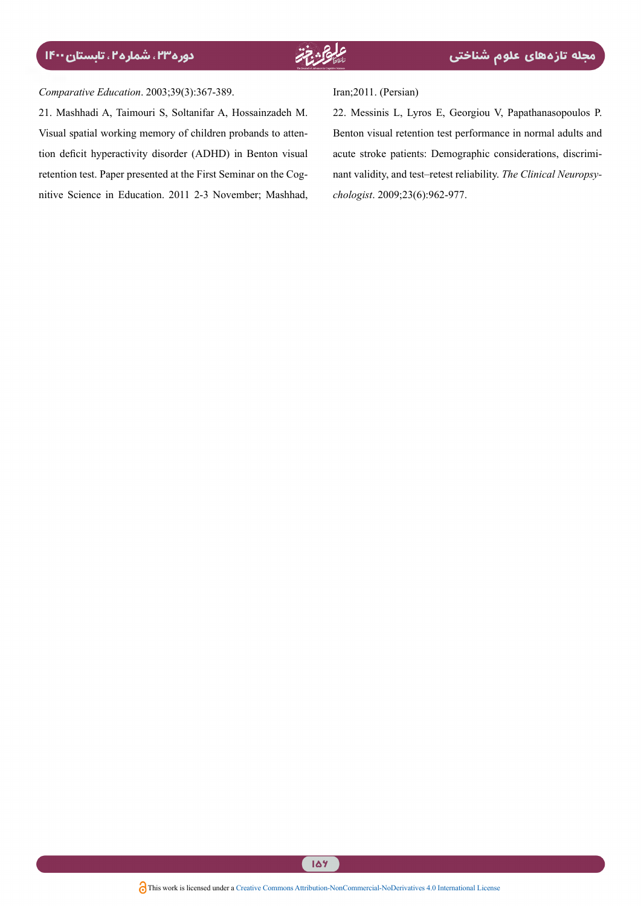*Comparative Education*. 2003;39(3):367-389.

21. Mashhadi A, Taimouri S, Soltanifar A, Hossainzadeh M. Visual spatial working memory of children probands to attention deficit hyperactivity disorder (ADHD) in Benton visual retention test. Paper presented at the First Seminar on the Cognitive Science in Education. 2011 2-3 November; Mashhad, Iran;2011. (Persian)

22. Messinis L, Lyros E, Georgiou V, Papathanasopoulos P. Benton visual retention test performance in normal adults and acute stroke patients: Demographic considerations, discriminant validity, and test–retest reliability. *The Clinical Neuropsychologist*. 2009;23(6):962-977.

This work is licensed under a Creative Commons Attribution-NonCommercial-NoDerivatives 4.0 International License